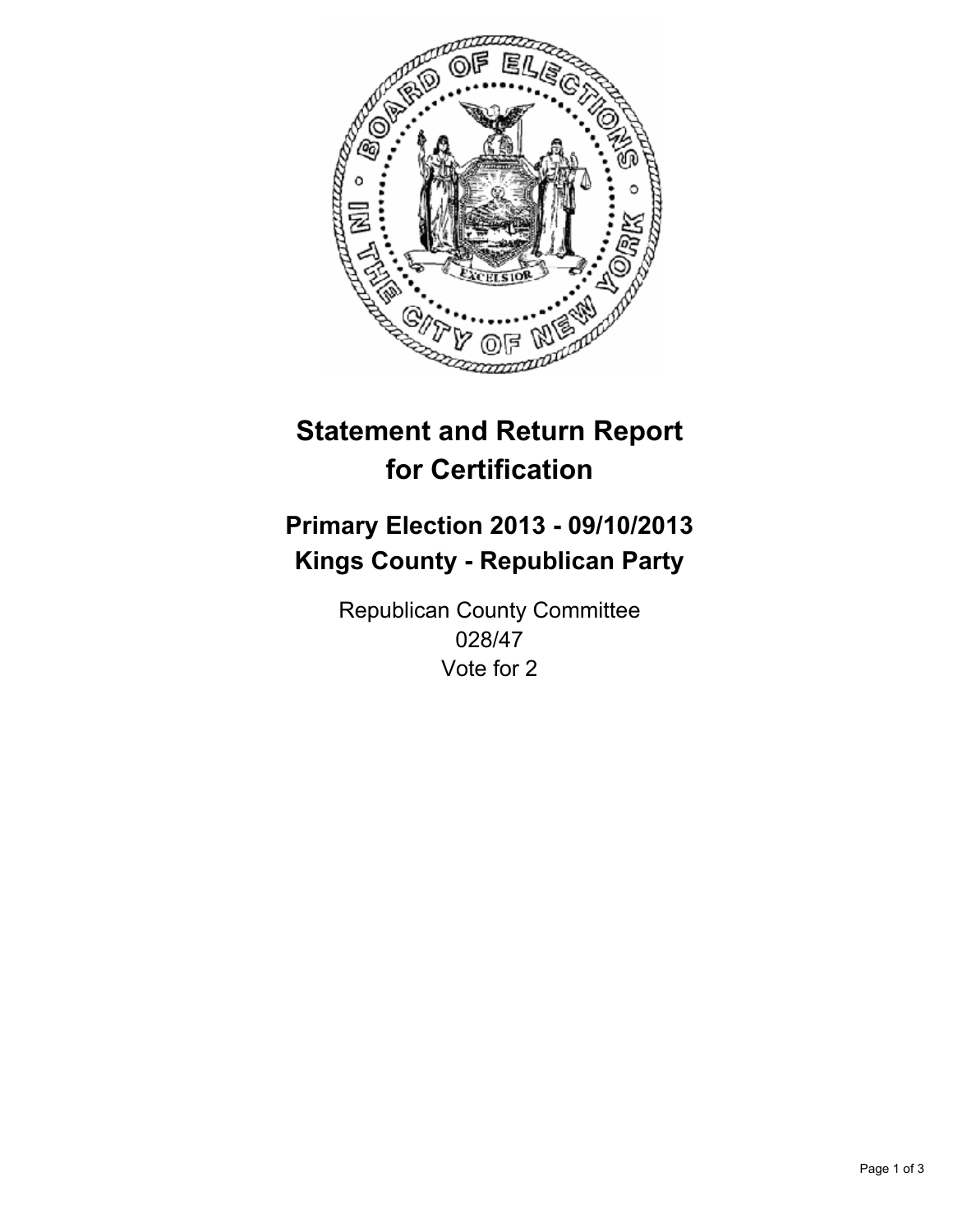# Statement and Return Report for Certification

## Primary Election 2013 - 09/10/2013
## Kings County - Republican Party

Republican County Committee
028/47
Vote for 2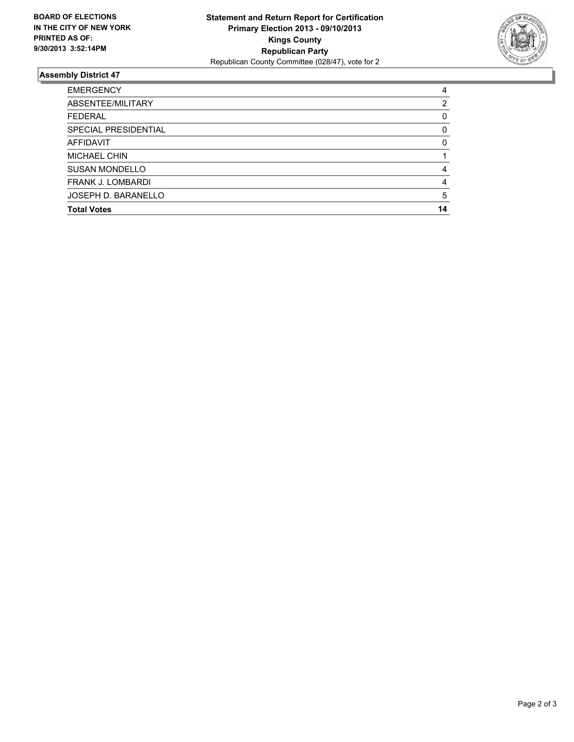**BOARD OF ELECTIONS IN THE CITY OF NEW YORK PRINTED AS OF: 9/30/2013 3:52:14PM**

**Statement and Return Report for Certification**
**Primary Election 2013 - 09/10/2013**
**Kings County**
**Republican Party**
Republican County Committee (028/47), vote for 2

## Assembly District 47

| | |
|---|---|
| EMERGENCY | 4 |
| ABSENTEE/MILITARY | 2 |
| FEDERAL | 0 |
| SPECIAL PRESIDENTIAL | 0 |
| AFFIDAVIT | 0 |
| MICHAEL CHIN | 1 |
| SUSAN MONDELLO | 4 |
| FRANK J. LOMBARDI | 4 |
| JOSEPH D. BARANELLO | 5 |
| **Total Votes** | **14** |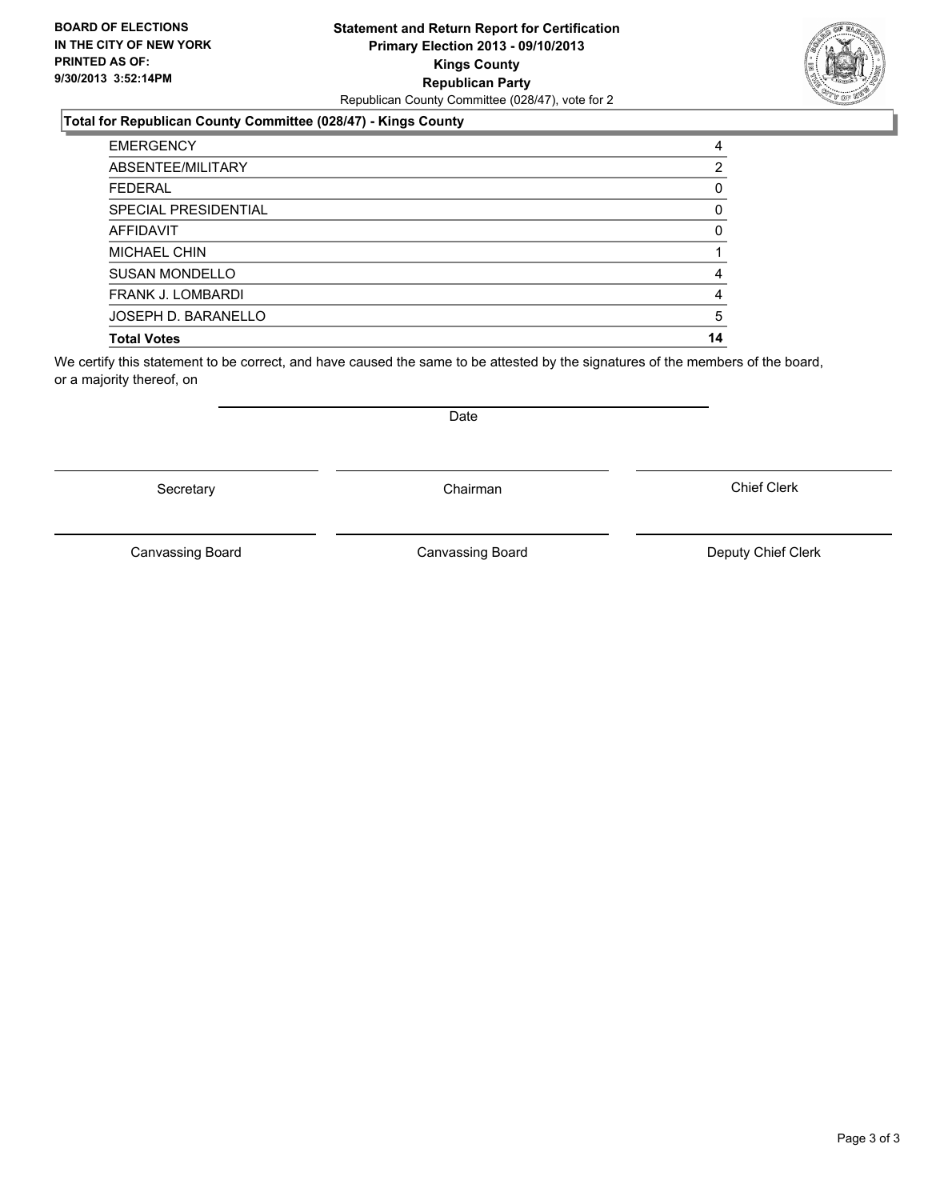**BOARD OF ELECTIONS IN THE CITY OF NEW YORK PRINTED AS OF: 9/30/2013 3:52:14PM**

**Statement and Return Report for Certification**
**Primary Election 2013 - 09/10/2013**
**Kings County**
**Republican Party**
Republican County Committee (028/47), vote for 2

### Total for Republican County Committee (028/47) - Kings County

| | |
|---|---|
| EMERGENCY | 4 |
| ABSENTEE/MILITARY | 2 |
| FEDERAL | 0 |
| SPECIAL PRESIDENTIAL | 0 |
| AFFIDAVIT | 0 |
| MICHAEL CHIN | 1 |
| SUSAN MONDELLO | 4 |
| FRANK J. LOMBARDI | 4 |
| JOSEPH D. BARANELLO | 5 |
| **Total Votes** | **14** |

We certify this statement to be correct, and have caused the same to be attested by the signatures of the members of the board, or a majority thereof, on

Date

Secretary

Chairman

Chief Clerk

Canvassing Board

Canvassing Board

Deputy Chief Clerk